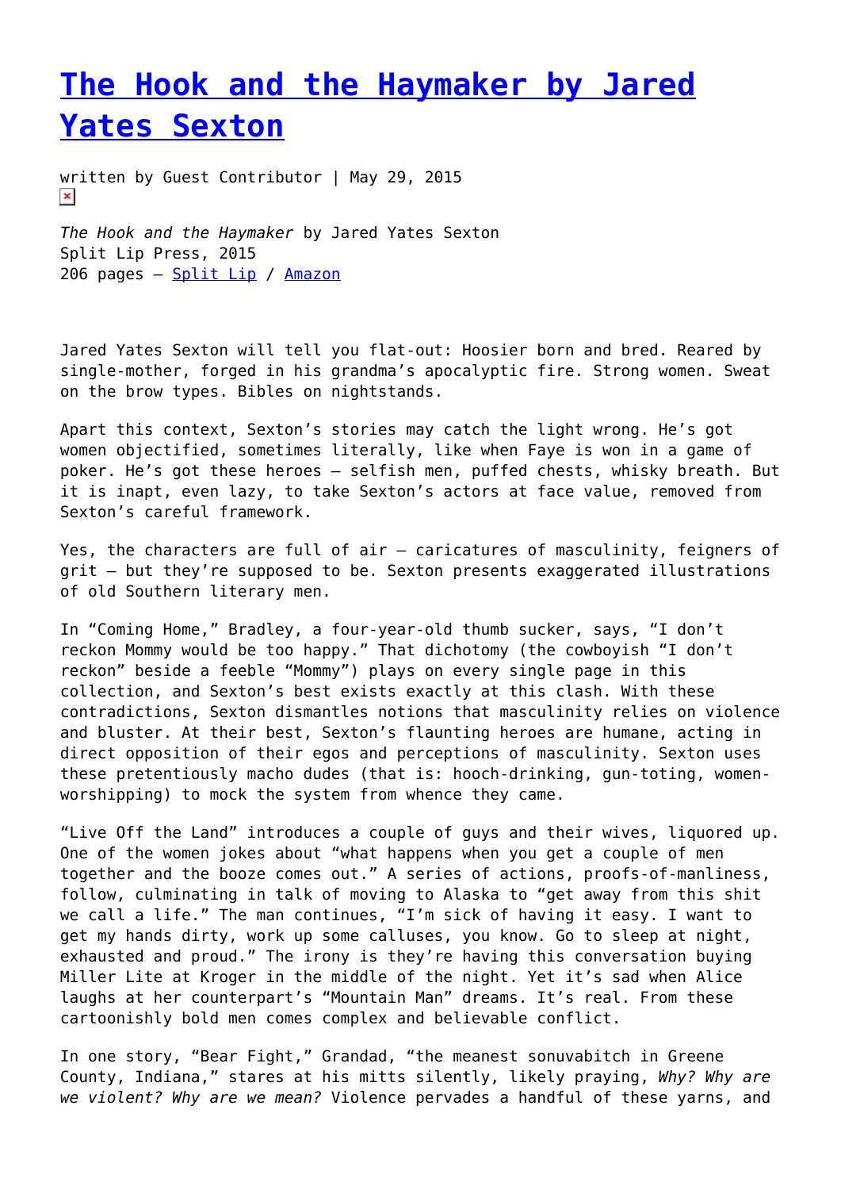# [The Hook and the Haymaker by Jared Yates Sexton]

written by Guest Contributor | May 29, 2015

*The Hook and the Haymaker* by Jared Yates Sexton
Split Lip Press, 2015
206 pages – [Split Lip] / [Amazon]

Jared Yates Sexton will tell you flat-out: Hoosier born and bred. Reared by single-mother, forged in his grandma's apocalyptic fire. Strong women. Sweat on the brow types. Bibles on nightstands.

Apart this context, Sexton's stories may catch the light wrong. He's got women objectified, sometimes literally, like when Faye is won in a game of poker. He's got these heroes – selfish men, puffed chests, whisky breath. But it is inapt, even lazy, to take Sexton's actors at face value, removed from Sexton's careful framework.

Yes, the characters are full of air – caricatures of masculinity, feigners of grit – but they're supposed to be. Sexton presents exaggerated illustrations of old Southern literary men.

In "Coming Home," Bradley, a four-year-old thumb sucker, says, "I don't reckon Mommy would be too happy." That dichotomy (the cowboyish "I don't reckon" beside a feeble "Mommy") plays on every single page in this collection, and Sexton's best exists exactly at this clash. With these contradictions, Sexton dismantles notions that masculinity relies on violence and bluster. At their best, Sexton's flaunting heroes are humane, acting in direct opposition of their egos and perceptions of masculinity. Sexton uses these pretentiously macho dudes (that is: hooch-drinking, gun-toting, women-worshipping) to mock the system from whence they came.

"Live Off the Land" introduces a couple of guys and their wives, liquored up. One of the women jokes about "what happens when you get a couple of men together and the booze comes out." A series of actions, proofs-of-manliness, follow, culminating in talk of moving to Alaska to "get away from this shit we call a life." The man continues, "I'm sick of having it easy. I want to get my hands dirty, work up some callouses, you know. Go to sleep at night, exhausted and proud." The irony is they're having this conversation buying Miller Lite at Kroger in the middle of the night. Yet it's sad when Alice laughs at her counterpart's "Mountain Man" dreams. It's real. From these cartoonishly bold men comes complex and believable conflict.

In one story, "Bear Fight," Grandad, "the meanest sonuvabitch in Greene County, Indiana," stares at his mitts silently, likely praying, *Why? Why are we violent? Why are we mean?* Violence pervades a handful of these yarns, and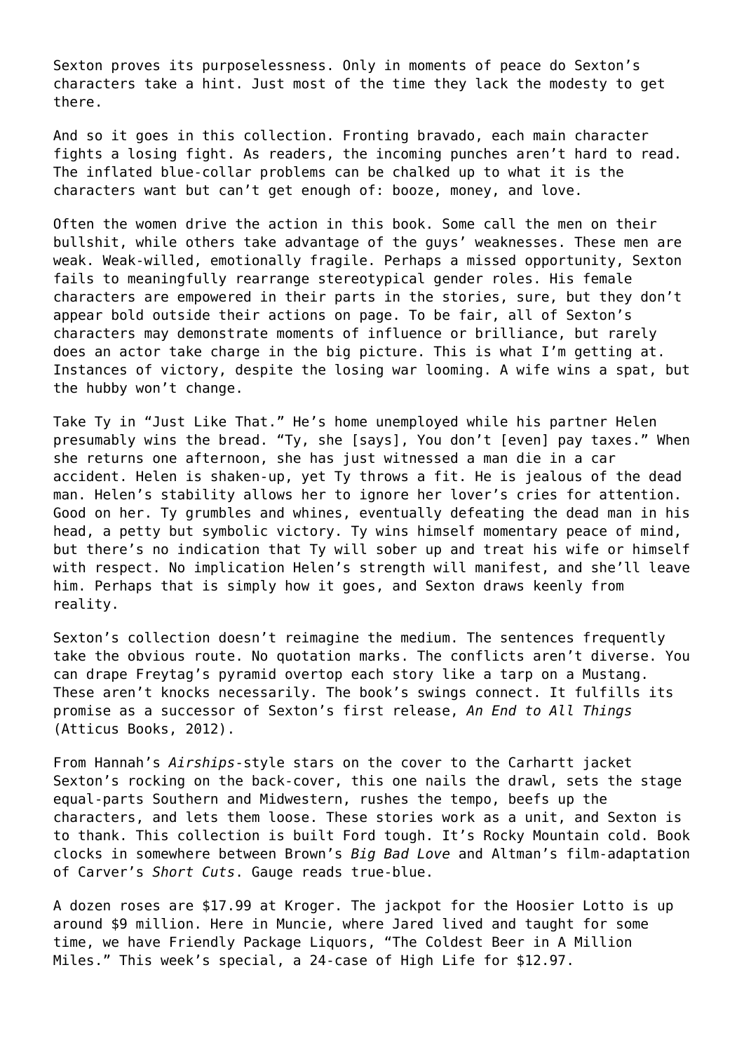Sexton proves its purposelessness. Only in moments of peace do Sexton's characters take a hint. Just most of the time they lack the modesty to get there.

And so it goes in this collection. Fronting bravado, each main character fights a losing fight. As readers, the incoming punches aren't hard to read. The inflated blue-collar problems can be chalked up to what it is the characters want but can't get enough of: booze, money, and love.

Often the women drive the action in this book. Some call the men on their bullshit, while others take advantage of the guys' weaknesses. These men are weak. Weak-willed, emotionally fragile. Perhaps a missed opportunity, Sexton fails to meaningfully rearrange stereotypical gender roles. His female characters are empowered in their parts in the stories, sure, but they don't appear bold outside their actions on page. To be fair, all of Sexton's characters may demonstrate moments of influence or brilliance, but rarely does an actor take charge in the big picture. This is what I'm getting at. Instances of victory, despite the losing war looming. A wife wins a spat, but the hubby won't change.

Take Ty in "Just Like That." He's home unemployed while his partner Helen presumably wins the bread. "Ty, she [says], You don't [even] pay taxes." When she returns one afternoon, she has just witnessed a man die in a car accident. Helen is shaken-up, yet Ty throws a fit. He is jealous of the dead man. Helen's stability allows her to ignore her lover's cries for attention. Good on her. Ty grumbles and whines, eventually defeating the dead man in his head, a petty but symbolic victory. Ty wins himself momentary peace of mind, but there's no indication that Ty will sober up and treat his wife or himself with respect. No implication Helen's strength will manifest, and she'll leave him. Perhaps that is simply how it goes, and Sexton draws keenly from reality.

Sexton's collection doesn't reimagine the medium. The sentences frequently take the obvious route. No quotation marks. The conflicts aren't diverse. You can drape Freytag's pyramid overtop each story like a tarp on a Mustang. These aren't knocks necessarily. The book's swings connect. It fulfills its promise as a successor of Sexton's first release, *An End to All Things* (Atticus Books, 2012).

From Hannah's *Airships*-style stars on the cover to the Carhartt jacket Sexton's rocking on the back-cover, this one nails the drawl, sets the stage equal-parts Southern and Midwestern, rushes the tempo, beefs up the characters, and lets them loose. These stories work as a unit, and Sexton is to thank. This collection is built Ford tough. It's Rocky Mountain cold. Book clocks in somewhere between Brown's *Big Bad Love* and Altman's film-adaptation of Carver's *Short Cuts*. Gauge reads true-blue.

A dozen roses are $17.99 at Kroger. The jackpot for the Hoosier Lotto is up around $9 million. Here in Muncie, where Jared lived and taught for some time, we have Friendly Package Liquors, "The Coldest Beer in A Million Miles." This week's special, a 24-case of High Life for $12.97.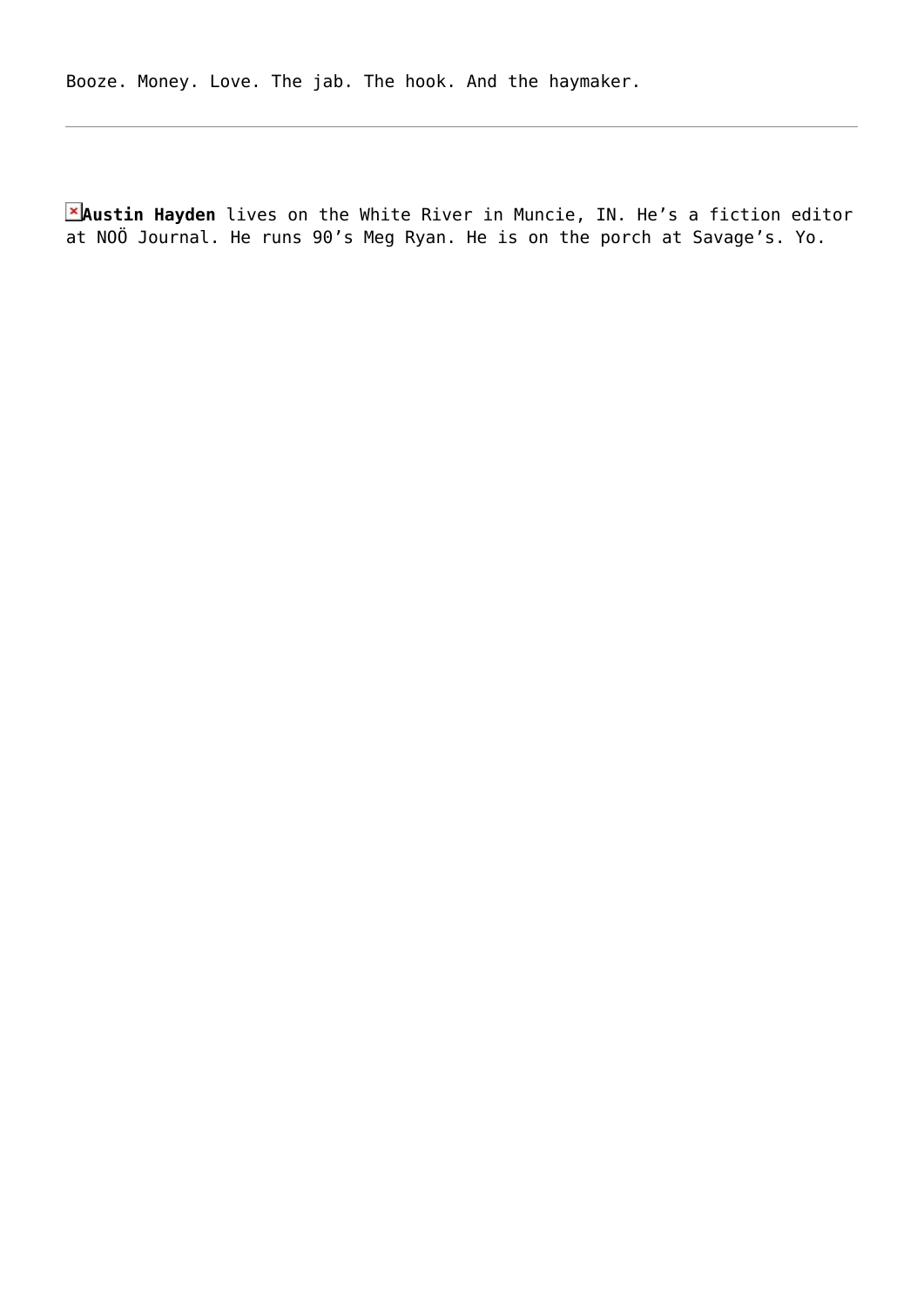Booze. Money. Love. The jab. The hook. And the haymaker.

---

**Austin Hayden** lives on the White River in Muncie, IN. He's a fiction editor at NOÖ Journal. He runs 90's Meg Ryan. He is on the porch at Savage's. Yo.